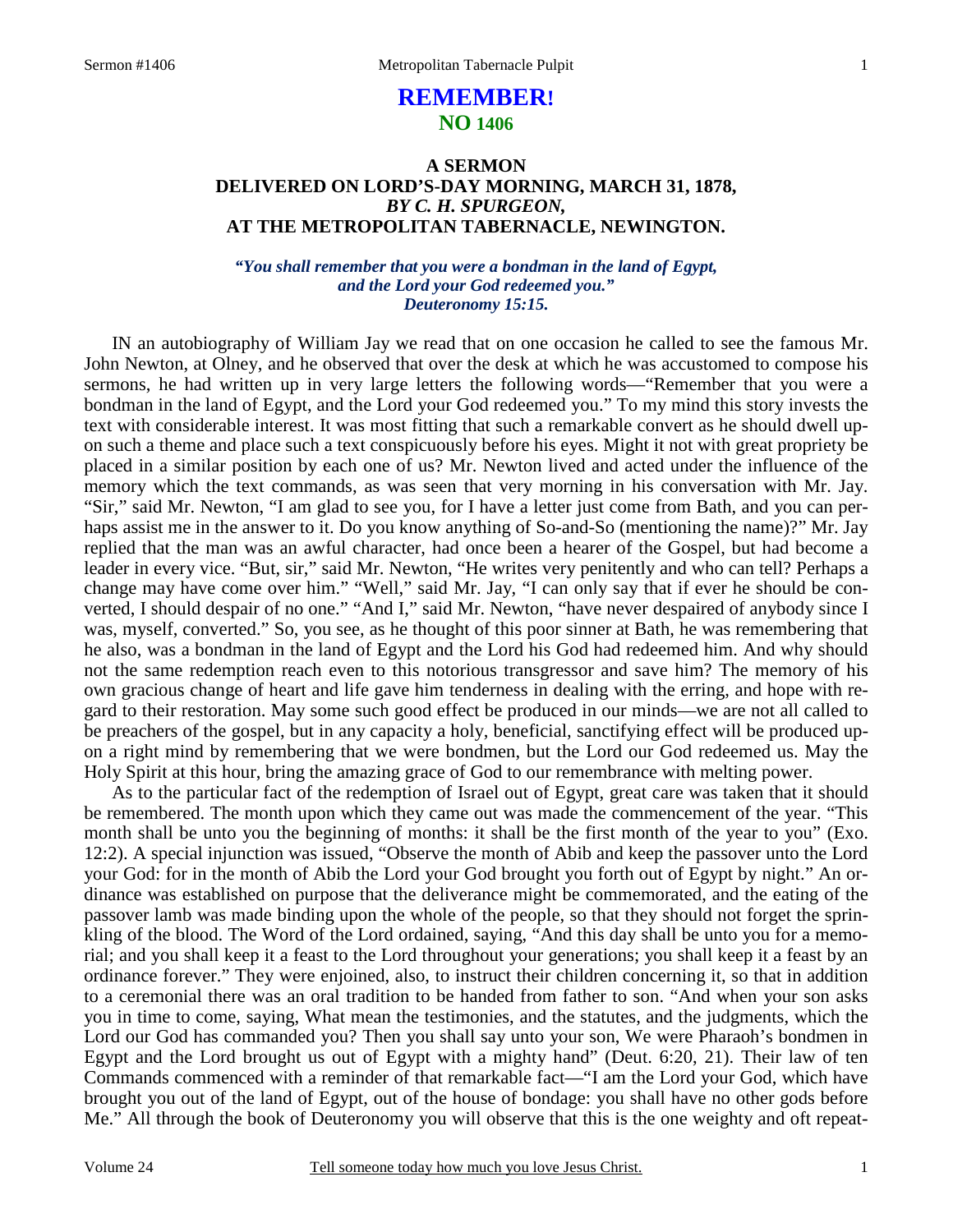# REMEMBER!

## NO 1406

### A SERMON DELIVERED ON LORD'S-DAY MORNING, MARCH 31, 1878, *BY C. H. SPURGEON,* AT THE METROPOLITAN TABERNACLE, NEWINGTON.

***"You shall remember that you were a bondman in the land of Egypt, and the Lord your God redeemed you." Deuteronomy 15:15.***

IN an autobiography of William Jay we read that on one occasion he called to see the famous Mr. John Newton, at Olney, and he observed that over the desk at which he was accustomed to compose his sermons, he had written up in very large letters the following words—"Remember that you were a bondman in the land of Egypt, and the Lord your God redeemed you." To my mind this story invests the text with considerable interest. It was most fitting that such a remarkable convert as he should dwell upon such a theme and place such a text conspicuously before his eyes. Might it not with great propriety be placed in a similar position by each one of us? Mr. Newton lived and acted under the influence of the memory which the text commands, as was seen that very morning in his conversation with Mr. Jay. "Sir," said Mr. Newton, "I am glad to see you, for I have a letter just come from Bath, and you can perhaps assist me in the answer to it. Do you know anything of So-and-So (mentioning the name)?" Mr. Jay replied that the man was an awful character, had once been a hearer of the Gospel, but had become a leader in every vice. "But, sir," said Mr. Newton, "He writes very penitently and who can tell? Perhaps a change may have come over him." "Well," said Mr. Jay, "I can only say that if ever he should be converted, I should despair of no one." "And I," said Mr. Newton, "have never despaired of anybody since I was, myself, converted." So, you see, as he thought of this poor sinner at Bath, he was remembering that he also, was a bondman in the land of Egypt and the Lord his God had redeemed him. And why should not the same redemption reach even to this notorious transgressor and save him? The memory of his own gracious change of heart and life gave him tenderness in dealing with the erring, and hope with regard to their restoration. May some such good effect be produced in our minds—we are not all called to be preachers of the gospel, but in any capacity a holy, beneficial, sanctifying effect will be produced upon a right mind by remembering that we were bondmen, but the Lord our God redeemed us. May the Holy Spirit at this hour, bring the amazing grace of God to our remembrance with melting power.

As to the particular fact of the redemption of Israel out of Egypt, great care was taken that it should be remembered. The month upon which they came out was made the commencement of the year. "This month shall be unto you the beginning of months: it shall be the first month of the year to you" (Exo. 12:2). A special injunction was issued, "Observe the month of Abib and keep the passover unto the Lord your God: for in the month of Abib the Lord your God brought you forth out of Egypt by night." An ordinance was established on purpose that the deliverance might be commemorated, and the eating of the passover lamb was made binding upon the whole of the people, so that they should not forget the sprinkling of the blood. The Word of the Lord ordained, saying, "And this day shall be unto you for a memorial; and you shall keep it a feast to the Lord throughout your generations; you shall keep it a feast by an ordinance forever." They were enjoined, also, to instruct their children concerning it, so that in addition to a ceremonial there was an oral tradition to be handed from father to son. "And when your son asks you in time to come, saying, What mean the testimonies, and the statutes, and the judgments, which the Lord our God has commanded you? Then you shall say unto your son, We were Pharaoh's bondmen in Egypt and the Lord brought us out of Egypt with a mighty hand" (Deut. 6:20, 21). Their law of ten Commands commenced with a reminder of that remarkable fact—"I am the Lord your God, which have brought you out of the land of Egypt, out of the house of bondage: you shall have no other gods before Me." All through the book of Deuteronomy you will observe that this is the one weighty and oft repeat-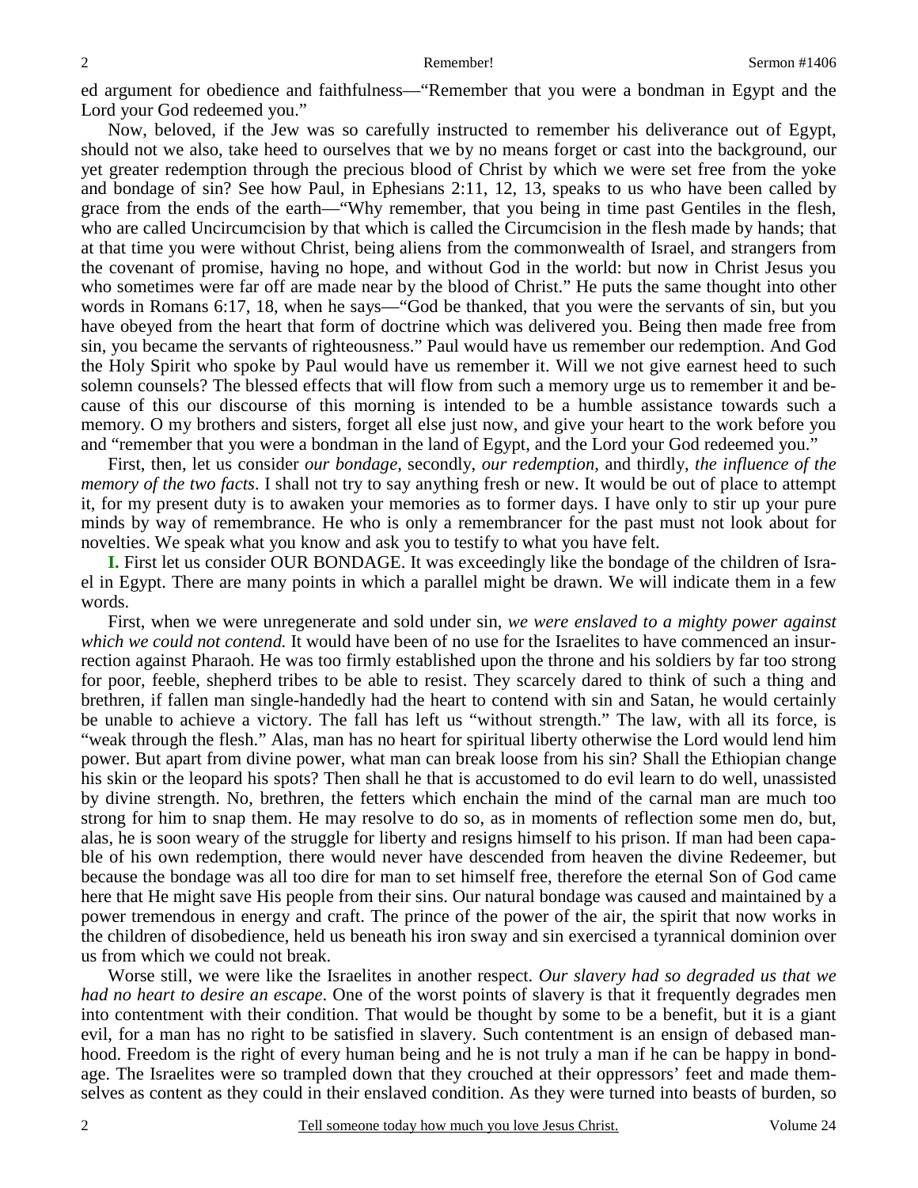ed argument for obedience and faithfulness—"Remember that you were a bondman in Egypt and the Lord your God redeemed you."

Now, beloved, if the Jew was so carefully instructed to remember his deliverance out of Egypt, should not we also, take heed to ourselves that we by no means forget or cast into the background, our yet greater redemption through the precious blood of Christ by which we were set free from the yoke and bondage of sin? See how Paul, in Ephesians 2:11, 12, 13, speaks to us who have been called by grace from the ends of the earth—"Why remember, that you being in time past Gentiles in the flesh, who are called Uncircumcision by that which is called the Circumcision in the flesh made by hands; that at that time you were without Christ, being aliens from the commonwealth of Israel, and strangers from the covenant of promise, having no hope, and without God in the world: but now in Christ Jesus you who sometimes were far off are made near by the blood of Christ." He puts the same thought into other words in Romans 6:17, 18, when he says—"God be thanked, that you were the servants of sin, but you have obeyed from the heart that form of doctrine which was delivered you. Being then made free from sin, you became the servants of righteousness." Paul would have us remember our redemption. And God the Holy Spirit who spoke by Paul would have us remember it. Will we not give earnest heed to such solemn counsels? The blessed effects that will flow from such a memory urge us to remember it and because of this our discourse of this morning is intended to be a humble assistance towards such a memory. O my brothers and sisters, forget all else just now, and give your heart to the work before you and "remember that you were a bondman in the land of Egypt, and the Lord your God redeemed you."

First, then, let us consider *our bondage,* secondly, *our redemption,* and thirdly, *the influence of the memory of the two facts*. I shall not try to say anything fresh or new. It would be out of place to attempt it, for my present duty is to awaken your memories as to former days. I have only to stir up your pure minds by way of remembrance. He who is only a remembrancer for the past must not look about for novelties. We speak what you know and ask you to testify to what you have felt.

**I.** First let us consider OUR BONDAGE. It was exceedingly like the bondage of the children of Israel in Egypt. There are many points in which a parallel might be drawn. We will indicate them in a few words.

First, when we were unregenerate and sold under sin, *we were enslaved to a mighty power against which we could not contend.* It would have been of no use for the Israelites to have commenced an insurrection against Pharaoh. He was too firmly established upon the throne and his soldiers by far too strong for poor, feeble, shepherd tribes to be able to resist. They scarcely dared to think of such a thing and brethren, if fallen man single-handedly had the heart to contend with sin and Satan, he would certainly be unable to achieve a victory. The fall has left us "without strength." The law, with all its force, is "weak through the flesh." Alas, man has no heart for spiritual liberty otherwise the Lord would lend him power. But apart from divine power, what man can break loose from his sin? Shall the Ethiopian change his skin or the leopard his spots? Then shall he that is accustomed to do evil learn to do well, unassisted by divine strength. No, brethren, the fetters which enchain the mind of the carnal man are much too strong for him to snap them. He may resolve to do so, as in moments of reflection some men do, but, alas, he is soon weary of the struggle for liberty and resigns himself to his prison. If man had been capable of his own redemption, there would never have descended from heaven the divine Redeemer, but because the bondage was all too dire for man to set himself free, therefore the eternal Son of God came here that He might save His people from their sins. Our natural bondage was caused and maintained by a power tremendous in energy and craft. The prince of the power of the air, the spirit that now works in the children of disobedience, held us beneath his iron sway and sin exercised a tyrannical dominion over us from which we could not break.

Worse still, we were like the Israelites in another respect. *Our slavery had so degraded us that we had no heart to desire an escape*. One of the worst points of slavery is that it frequently degrades men into contentment with their condition. That would be thought by some to be a benefit, but it is a giant evil, for a man has no right to be satisfied in slavery. Such contentment is an ensign of debased manhood. Freedom is the right of every human being and he is not truly a man if he can be happy in bondage. The Israelites were so trampled down that they crouched at their oppressors' feet and made themselves as content as they could in their enslaved condition. As they were turned into beasts of burden, so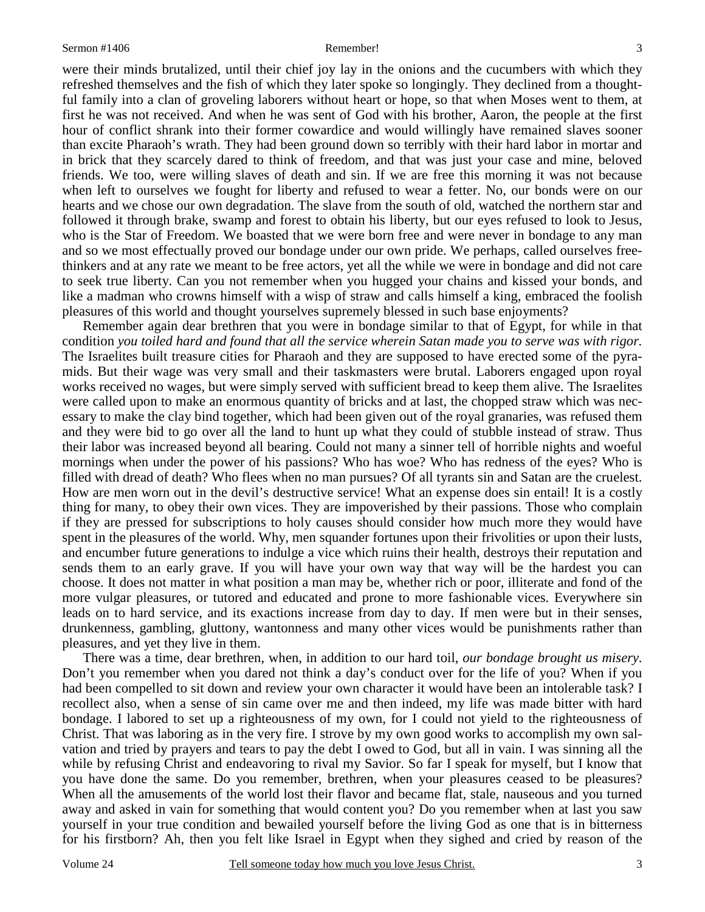were their minds brutalized, until their chief joy lay in the onions and the cucumbers with which they refreshed themselves and the fish of which they later spoke so longingly. They declined from a thoughtful family into a clan of groveling laborers without heart or hope, so that when Moses went to them, at first he was not received. And when he was sent of God with his brother, Aaron, the people at the first hour of conflict shrank into their former cowardice and would willingly have remained slaves sooner than excite Pharaoh's wrath. They had been ground down so terribly with their hard labor in mortar and in brick that they scarcely dared to think of freedom, and that was just your case and mine, beloved friends. We too, were willing slaves of death and sin. If we are free this morning it was not because when left to ourselves we fought for liberty and refused to wear a fetter. No, our bonds were on our hearts and we chose our own degradation. The slave from the south of old, watched the northern star and followed it through brake, swamp and forest to obtain his liberty, but our eyes refused to look to Jesus, who is the Star of Freedom. We boasted that we were born free and were never in bondage to any man and so we most effectually proved our bondage under our own pride. We perhaps, called ourselves free-thinkers and at any rate we meant to be free actors, yet all the while we were in bondage and did not care to seek true liberty. Can you not remember when you hugged your chains and kissed your bonds, and like a madman who crowns himself with a wisp of straw and calls himself a king, embraced the foolish pleasures of this world and thought yourselves supremely blessed in such base enjoyments?

Remember again dear brethren that you were in bondage similar to that of Egypt, for while in that condition *you toiled hard and found that all the service wherein Satan made you to serve was with rigor.* The Israelites built treasure cities for Pharaoh and they are supposed to have erected some of the pyramids. But their wage was very small and their taskmasters were brutal. Laborers engaged upon royal works received no wages, but were simply served with sufficient bread to keep them alive. The Israelites were called upon to make an enormous quantity of bricks and at last, the chopped straw which was necessary to make the clay bind together, which had been given out of the royal granaries, was refused them and they were bid to go over all the land to hunt up what they could of stubble instead of straw. Thus their labor was increased beyond all bearing. Could not many a sinner tell of horrible nights and woeful mornings when under the power of his passions? Who has woe? Who has redness of the eyes? Who is filled with dread of death? Who flees when no man pursues? Of all tyrants sin and Satan are the cruelest. How are men worn out in the devil's destructive service! What an expense does sin entail! It is a costly thing for many, to obey their own vices. They are impoverished by their passions. Those who complain if they are pressed for subscriptions to holy causes should consider how much more they would have spent in the pleasures of the world. Why, men squander fortunes upon their frivolities or upon their lusts, and encumber future generations to indulge a vice which ruins their health, destroys their reputation and sends them to an early grave. If you will have your own way that way will be the hardest you can choose. It does not matter in what position a man may be, whether rich or poor, illiterate and fond of the more vulgar pleasures, or tutored and educated and prone to more fashionable vices. Everywhere sin leads on to hard service, and its exactions increase from day to day. If men were but in their senses, drunkenness, gambling, gluttony, wantonness and many other vices would be punishments rather than pleasures, and yet they live in them.

There was a time, dear brethren, when, in addition to our hard toil, *our bondage brought us misery.* Don't you remember when you dared not think a day's conduct over for the life of you? When if you had been compelled to sit down and review your own character it would have been an intolerable task? I recollect also, when a sense of sin came over me and then indeed, my life was made bitter with hard bondage. I labored to set up a righteousness of my own, for I could not yield to the righteousness of Christ. That was laboring as in the very fire. I strove by my own good works to accomplish my own salvation and tried by prayers and tears to pay the debt I owed to God, but all in vain. I was sinning all the while by refusing Christ and endeavoring to rival my Savior. So far I speak for myself, but I know that you have done the same. Do you remember, brethren, when your pleasures ceased to be pleasures? When all the amusements of the world lost their flavor and became flat, stale, nauseous and you turned away and asked in vain for something that would content you? Do you remember when at last you saw yourself in your true condition and bewailed yourself before the living God as one that is in bitterness for his firstborn? Ah, then you felt like Israel in Egypt when they sighed and cried by reason of the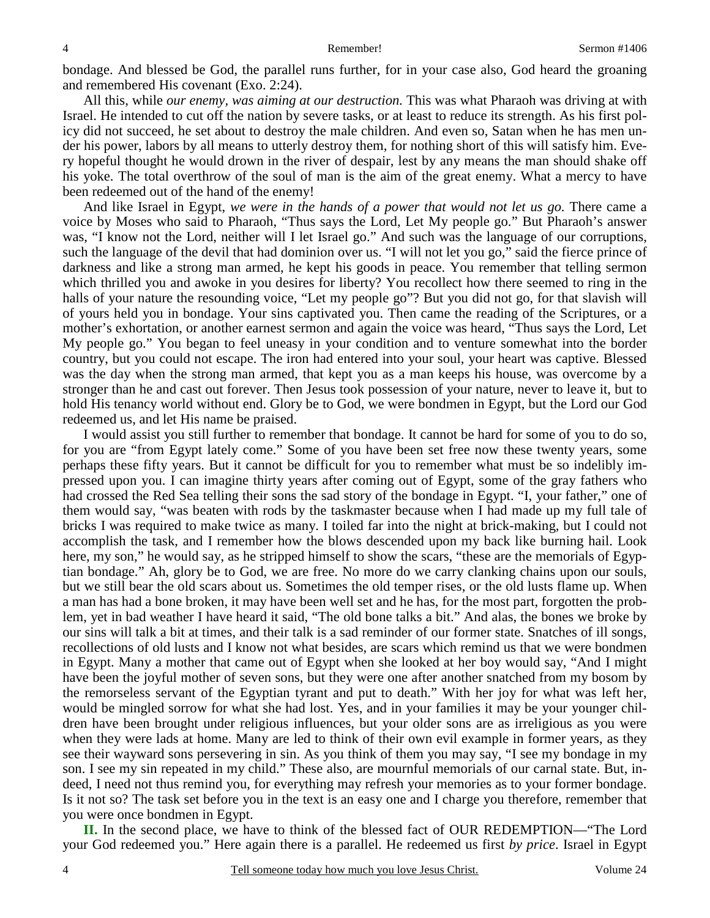bondage. And blessed be God, the parallel runs further, for in your case also, God heard the groaning and remembered His covenant (Exo. 2:24).

All this, while *our enemy, was aiming at our destruction.* This was what Pharaoh was driving at with Israel. He intended to cut off the nation by severe tasks, or at least to reduce its strength. As his first policy did not succeed, he set about to destroy the male children. And even so, Satan when he has men under his power, labors by all means to utterly destroy them, for nothing short of this will satisfy him. Every hopeful thought he would drown in the river of despair, lest by any means the man should shake off his yoke. The total overthrow of the soul of man is the aim of the great enemy. What a mercy to have been redeemed out of the hand of the enemy!

And like Israel in Egypt, *we were in the hands of a power that would not let us go.* There came a voice by Moses who said to Pharaoh, "Thus says the Lord, Let My people go." But Pharaoh's answer was, "I know not the Lord, neither will I let Israel go." And such was the language of our corruptions, such the language of the devil that had dominion over us. "I will not let you go," said the fierce prince of darkness and like a strong man armed, he kept his goods in peace. You remember that telling sermon which thrilled you and awoke in you desires for liberty? You recollect how there seemed to ring in the halls of your nature the resounding voice, "Let my people go"? But you did not go, for that slavish will of yours held you in bondage. Your sins captivated you. Then came the reading of the Scriptures, or a mother's exhortation, or another earnest sermon and again the voice was heard, "Thus says the Lord, Let My people go." You began to feel uneasy in your condition and to venture somewhat into the border country, but you could not escape. The iron had entered into your soul, your heart was captive. Blessed was the day when the strong man armed, that kept you as a man keeps his house, was overcome by a stronger than he and cast out forever. Then Jesus took possession of your nature, never to leave it, but to hold His tenancy world without end. Glory be to God, we were bondmen in Egypt, but the Lord our God redeemed us, and let His name be praised.

I would assist you still further to remember that bondage. It cannot be hard for some of you to do so, for you are "from Egypt lately come." Some of you have been set free now these twenty years, some perhaps these fifty years. But it cannot be difficult for you to remember what must be so indelibly impressed upon you. I can imagine thirty years after coming out of Egypt, some of the gray fathers who had crossed the Red Sea telling their sons the sad story of the bondage in Egypt. "I, your father," one of them would say, "was beaten with rods by the taskmaster because when I had made up my full tale of bricks I was required to make twice as many. I toiled far into the night at brick-making, but I could not accomplish the task, and I remember how the blows descended upon my back like burning hail. Look here, my son," he would say, as he stripped himself to show the scars, "these are the memorials of Egyptian bondage." Ah, glory be to God, we are free. No more do we carry clanking chains upon our souls, but we still bear the old scars about us. Sometimes the old temper rises, or the old lusts flame up. When a man has had a bone broken, it may have been well set and he has, for the most part, forgotten the problem, yet in bad weather I have heard it said, "The old bone talks a bit." And alas, the bones we broke by our sins will talk a bit at times, and their talk is a sad reminder of our former state. Snatches of ill songs, recollections of old lusts and I know not what besides, are scars which remind us that we were bondmen in Egypt. Many a mother that came out of Egypt when she looked at her boy would say, "And I might have been the joyful mother of seven sons, but they were one after another snatched from my bosom by the remorseless servant of the Egyptian tyrant and put to death." With her joy for what was left her, would be mingled sorrow for what she had lost. Yes, and in your families it may be your younger children have been brought under religious influences, but your older sons are as irreligious as you were when they were lads at home. Many are led to think of their own evil example in former years, as they see their wayward sons persevering in sin. As you think of them you may say, "I see my bondage in my son. I see my sin repeated in my child." These also, are mournful memorials of our carnal state. But, indeed, I need not thus remind you, for everything may refresh your memories as to your former bondage. Is it not so? The task set before you in the text is an easy one and I charge you therefore, remember that you were once bondmen in Egypt.

**II.** In the second place, we have to think of the blessed fact of OUR REDEMPTION—"The Lord your God redeemed you." Here again there is a parallel. He redeemed us first *by price*. Israel in Egypt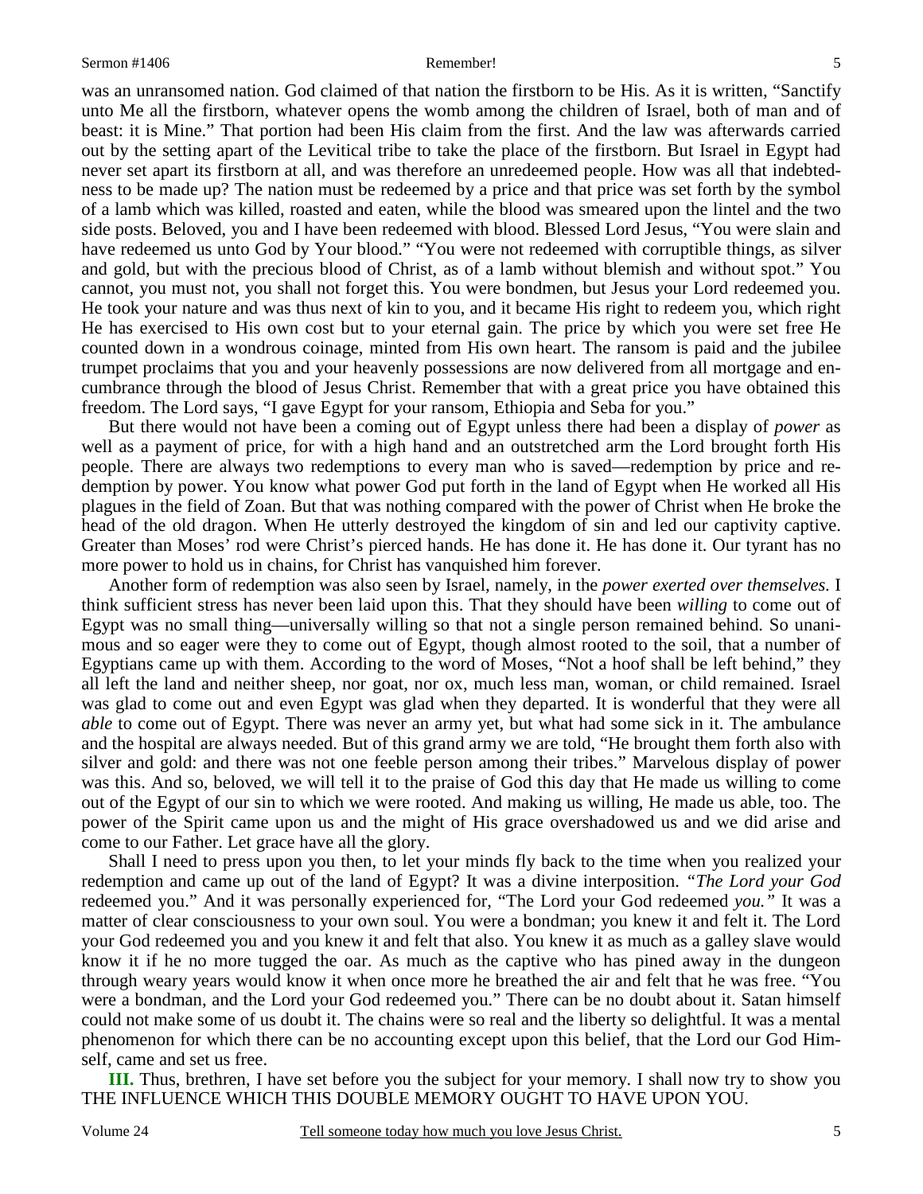was an unransomed nation. God claimed of that nation the firstborn to be His. As it is written, "Sanctify unto Me all the firstborn, whatever opens the womb among the children of Israel, both of man and of beast: it is Mine." That portion had been His claim from the first. And the law was afterwards carried out by the setting apart of the Levitical tribe to take the place of the firstborn. But Israel in Egypt had never set apart its firstborn at all, and was therefore an unredeemed people. How was all that indebtedness to be made up? The nation must be redeemed by a price and that price was set forth by the symbol of a lamb which was killed, roasted and eaten, while the blood was smeared upon the lintel and the two side posts. Beloved, you and I have been redeemed with blood. Blessed Lord Jesus, "You were slain and have redeemed us unto God by Your blood." "You were not redeemed with corruptible things, as silver and gold, but with the precious blood of Christ, as of a lamb without blemish and without spot." You cannot, you must not, you shall not forget this. You were bondmen, but Jesus your Lord redeemed you. He took your nature and was thus next of kin to you, and it became His right to redeem you, which right He has exercised to His own cost but to your eternal gain. The price by which you were set free He counted down in a wondrous coinage, minted from His own heart. The ransom is paid and the jubilee trumpet proclaims that you and your heavenly possessions are now delivered from all mortgage and encumbrance through the blood of Jesus Christ. Remember that with a great price you have obtained this freedom. The Lord says, "I gave Egypt for your ransom, Ethiopia and Seba for you."

But there would not have been a coming out of Egypt unless there had been a display of *power* as well as a payment of price, for with a high hand and an outstretched arm the Lord brought forth His people. There are always two redemptions to every man who is saved—redemption by price and redemption by power. You know what power God put forth in the land of Egypt when He worked all His plagues in the field of Zoan. But that was nothing compared with the power of Christ when He broke the head of the old dragon. When He utterly destroyed the kingdom of sin and led our captivity captive. Greater than Moses' rod were Christ's pierced hands. He has done it. He has done it. Our tyrant has no more power to hold us in chains, for Christ has vanquished him forever.

Another form of redemption was also seen by Israel, namely, in the *power exerted over themselves.* I think sufficient stress has never been laid upon this. That they should have been *willing* to come out of Egypt was no small thing—universally willing so that not a single person remained behind. So unanimous and so eager were they to come out of Egypt, though almost rooted to the soil, that a number of Egyptians came up with them. According to the word of Moses, "Not a hoof shall be left behind," they all left the land and neither sheep, nor goat, nor ox, much less man, woman, or child remained. Israel was glad to come out and even Egypt was glad when they departed. It is wonderful that they were all *able* to come out of Egypt. There was never an army yet, but what had some sick in it. The ambulance and the hospital are always needed. But of this grand army we are told, "He brought them forth also with silver and gold: and there was not one feeble person among their tribes." Marvelous display of power was this. And so, beloved, we will tell it to the praise of God this day that He made us willing to come out of the Egypt of our sin to which we were rooted. And making us willing, He made us able, too. The power of the Spirit came upon us and the might of His grace overshadowed us and we did arise and come to our Father. Let grace have all the glory.

Shall I need to press upon you then, to let your minds fly back to the time when you realized your redemption and came up out of the land of Egypt? It was a divine interposition. *"The Lord your God* redeemed you." And it was personally experienced for, "The Lord your God redeemed *you."* It was a matter of clear consciousness to your own soul. You were a bondman; you knew it and felt it. The Lord your God redeemed you and you knew it and felt that also. You knew it as much as a galley slave would know it if he no more tugged the oar. As much as the captive who has pined away in the dungeon through weary years would know it when once more he breathed the air and felt that he was free. "You were a bondman, and the Lord your God redeemed you." There can be no doubt about it. Satan himself could not make some of us doubt it. The chains were so real and the liberty so delightful. It was a mental phenomenon for which there can be no accounting except upon this belief, that the Lord our God Himself, came and set us free.

**III.** Thus, brethren, I have set before you the subject for your memory. I shall now try to show you THE INFLUENCE WHICH THIS DOUBLE MEMORY OUGHT TO HAVE UPON YOU.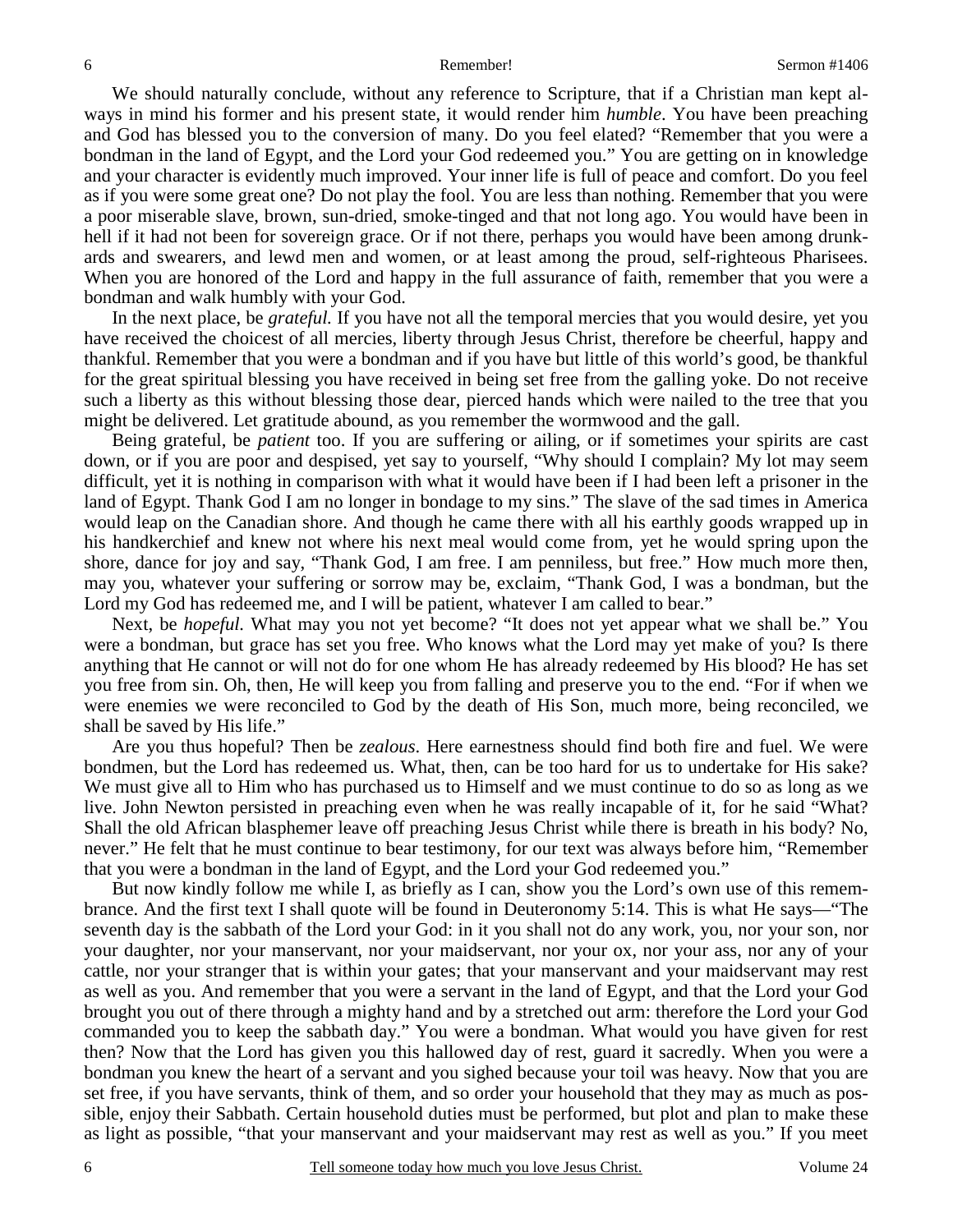We should naturally conclude, without any reference to Scripture, that if a Christian man kept always in mind his former and his present state, it would render him *humble*. You have been preaching and God has blessed you to the conversion of many. Do you feel elated? "Remember that you were a bondman in the land of Egypt, and the Lord your God redeemed you." You are getting on in knowledge and your character is evidently much improved. Your inner life is full of peace and comfort. Do you feel as if you were some great one? Do not play the fool. You are less than nothing. Remember that you were a poor miserable slave, brown, sun-dried, smoke-tinged and that not long ago. You would have been in hell if it had not been for sovereign grace. Or if not there, perhaps you would have been among drunkards and swearers, and lewd men and women, or at least among the proud, self-righteous Pharisees. When you are honored of the Lord and happy in the full assurance of faith, remember that you were a bondman and walk humbly with your God.

In the next place, be *grateful.* If you have not all the temporal mercies that you would desire, yet you have received the choicest of all mercies, liberty through Jesus Christ, therefore be cheerful, happy and thankful. Remember that you were a bondman and if you have but little of this world's good, be thankful for the great spiritual blessing you have received in being set free from the galling yoke. Do not receive such a liberty as this without blessing those dear, pierced hands which were nailed to the tree that you might be delivered. Let gratitude abound, as you remember the wormwood and the gall.

Being grateful, be *patient* too. If you are suffering or ailing, or if sometimes your spirits are cast down, or if you are poor and despised, yet say to yourself, "Why should I complain? My lot may seem difficult, yet it is nothing in comparison with what it would have been if I had been left a prisoner in the land of Egypt. Thank God I am no longer in bondage to my sins." The slave of the sad times in America would leap on the Canadian shore. And though he came there with all his earthly goods wrapped up in his handkerchief and knew not where his next meal would come from, yet he would spring upon the shore, dance for joy and say, "Thank God, I am free. I am penniless, but free." How much more then, may you, whatever your suffering or sorrow may be, exclaim, "Thank God, I was a bondman, but the Lord my God has redeemed me, and I will be patient, whatever I am called to bear."

Next, be *hopeful.* What may you not yet become? "It does not yet appear what we shall be." You were a bondman, but grace has set you free. Who knows what the Lord may yet make of you? Is there anything that He cannot or will not do for one whom He has already redeemed by His blood? He has set you free from sin. Oh, then, He will keep you from falling and preserve you to the end. "For if when we were enemies we were reconciled to God by the death of His Son, much more, being reconciled, we shall be saved by His life."

Are you thus hopeful? Then be *zealous*. Here earnestness should find both fire and fuel. We were bondmen, but the Lord has redeemed us. What, then, can be too hard for us to undertake for His sake? We must give all to Him who has purchased us to Himself and we must continue to do so as long as we live. John Newton persisted in preaching even when he was really incapable of it, for he said "What? Shall the old African blasphemer leave off preaching Jesus Christ while there is breath in his body? No, never." He felt that he must continue to bear testimony, for our text was always before him, "Remember that you were a bondman in the land of Egypt, and the Lord your God redeemed you."

But now kindly follow me while I, as briefly as I can, show you the Lord's own use of this remembrance. And the first text I shall quote will be found in Deuteronomy 5:14. This is what He says—"The seventh day is the sabbath of the Lord your God: in it you shall not do any work, you, nor your son, nor your daughter, nor your manservant, nor your maidservant, nor your ox, nor your ass, nor any of your cattle, nor your stranger that is within your gates; that your manservant and your maidservant may rest as well as you. And remember that you were a servant in the land of Egypt, and that the Lord your God brought you out of there through a mighty hand and by a stretched out arm: therefore the Lord your God commanded you to keep the sabbath day." You were a bondman. What would you have given for rest then? Now that the Lord has given you this hallowed day of rest, guard it sacredly. When you were a bondman you knew the heart of a servant and you sighed because your toil was heavy. Now that you are set free, if you have servants, think of them, and so order your household that they may as much as possible, enjoy their Sabbath. Certain household duties must be performed, but plot and plan to make these as light as possible, "that your manservant and your maidservant may rest as well as you." If you meet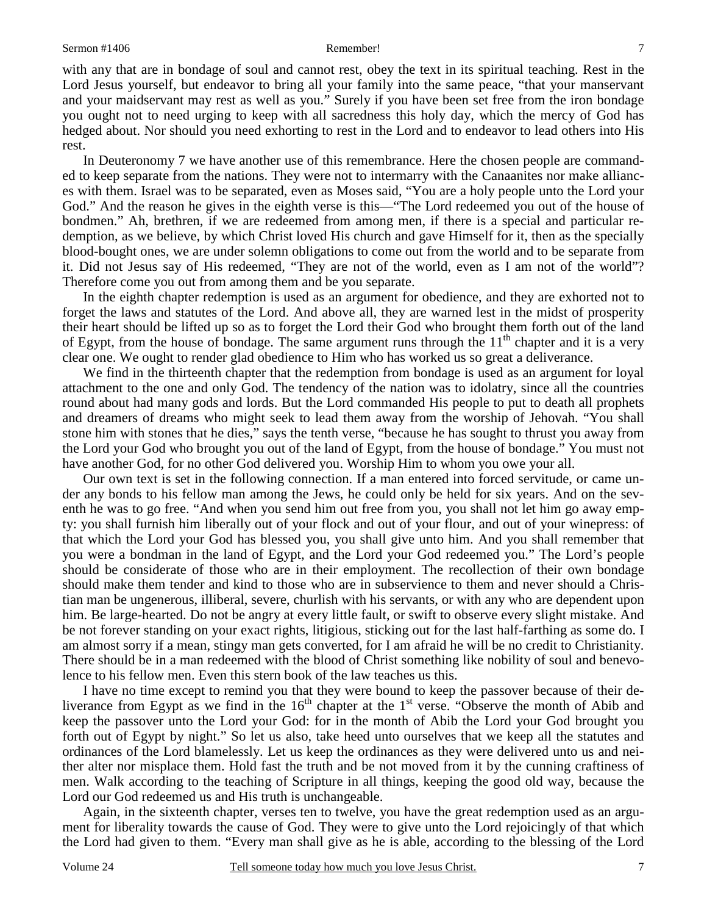with any that are in bondage of soul and cannot rest, obey the text in its spiritual teaching. Rest in the Lord Jesus yourself, but endeavor to bring all your family into the same peace, "that your manservant and your maidservant may rest as well as you." Surely if you have been set free from the iron bondage you ought not to need urging to keep with all sacredness this holy day, which the mercy of God has hedged about. Nor should you need exhorting to rest in the Lord and to endeavor to lead others into His rest.

In Deuteronomy 7 we have another use of this remembrance. Here the chosen people are commanded to keep separate from the nations. They were not to intermarry with the Canaanites nor make alliances with them. Israel was to be separated, even as Moses said, "You are a holy people unto the Lord your God." And the reason he gives in the eighth verse is this—"The Lord redeemed you out of the house of bondmen." Ah, brethren, if we are redeemed from among men, if there is a special and particular redemption, as we believe, by which Christ loved His church and gave Himself for it, then as the specially blood-bought ones, we are under solemn obligations to come out from the world and to be separate from it. Did not Jesus say of His redeemed, "They are not of the world, even as I am not of the world"? Therefore come you out from among them and be you separate.

In the eighth chapter redemption is used as an argument for obedience, and they are exhorted not to forget the laws and statutes of the Lord. And above all, they are warned lest in the midst of prosperity their heart should be lifted up so as to forget the Lord their God who brought them forth out of the land of Egypt, from the house of bondage. The same argument runs through the 11th chapter and it is a very clear one. We ought to render glad obedience to Him who has worked us so great a deliverance.

We find in the thirteenth chapter that the redemption from bondage is used as an argument for loyal attachment to the one and only God. The tendency of the nation was to idolatry, since all the countries round about had many gods and lords. But the Lord commanded His people to put to death all prophets and dreamers of dreams who might seek to lead them away from the worship of Jehovah. "You shall stone him with stones that he dies," says the tenth verse, "because he has sought to thrust you away from the Lord your God who brought you out of the land of Egypt, from the house of bondage." You must not have another God, for no other God delivered you. Worship Him to whom you owe your all.

Our own text is set in the following connection. If a man entered into forced servitude, or came under any bonds to his fellow man among the Jews, he could only be held for six years. And on the seventh he was to go free. "And when you send him out free from you, you shall not let him go away empty: you shall furnish him liberally out of your flock and out of your flour, and out of your winepress: of that which the Lord your God has blessed you, you shall give unto him. And you shall remember that you were a bondman in the land of Egypt, and the Lord your God redeemed you." The Lord's people should be considerate of those who are in their employment. The recollection of their own bondage should make them tender and kind to those who are in subservience to them and never should a Christian man be ungenerous, illiberal, severe, churlish with his servants, or with any who are dependent upon him. Be large-hearted. Do not be angry at every little fault, or swift to observe every slight mistake. And be not forever standing on your exact rights, litigious, sticking out for the last half-farthing as some do. I am almost sorry if a mean, stingy man gets converted, for I am afraid he will be no credit to Christianity. There should be in a man redeemed with the blood of Christ something like nobility of soul and benevolence to his fellow men. Even this stern book of the law teaches us this.

I have no time except to remind you that they were bound to keep the passover because of their deliverance from Egypt as we find in the 16th chapter at the 1st verse. "Observe the month of Abib and keep the passover unto the Lord your God: for in the month of Abib the Lord your God brought you forth out of Egypt by night." So let us also, take heed unto ourselves that we keep all the statutes and ordinances of the Lord blamelessly. Let us keep the ordinances as they were delivered unto us and neither alter nor misplace them. Hold fast the truth and be not moved from it by the cunning craftiness of men. Walk according to the teaching of Scripture in all things, keeping the good old way, because the Lord our God redeemed us and His truth is unchangeable.

Again, in the sixteenth chapter, verses ten to twelve, you have the great redemption used as an argument for liberality towards the cause of God. They were to give unto the Lord rejoicingly of that which the Lord had given to them. "Every man shall give as he is able, according to the blessing of the Lord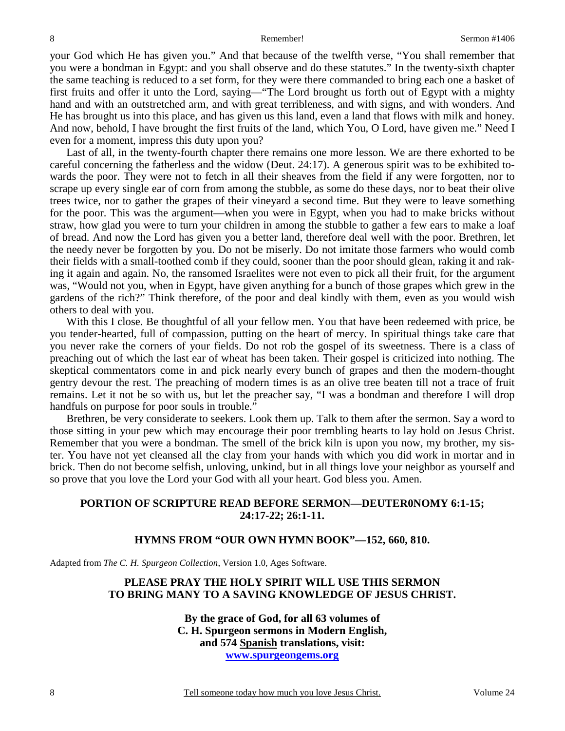your God which He has given you." And that because of the twelfth verse, "You shall remember that you were a bondman in Egypt: and you shall observe and do these statutes." In the twenty-sixth chapter the same teaching is reduced to a set form, for they were there commanded to bring each one a basket of first fruits and offer it unto the Lord, saying—"The Lord brought us forth out of Egypt with a mighty hand and with an outstretched arm, and with great terribleness, and with signs, and with wonders. And He has brought us into this place, and has given us this land, even a land that flows with milk and honey. And now, behold, I have brought the first fruits of the land, which You, O Lord, have given me." Need I even for a moment, impress this duty upon you?

Last of all, in the twenty-fourth chapter there remains one more lesson. We are there exhorted to be careful concerning the fatherless and the widow (Deut. 24:17). A generous spirit was to be exhibited towards the poor. They were not to fetch in all their sheaves from the field if any were forgotten, nor to scrape up every single ear of corn from among the stubble, as some do these days, nor to beat their olive trees twice, nor to gather the grapes of their vineyard a second time. But they were to leave something for the poor. This was the argument—when you were in Egypt, when you had to make bricks without straw, how glad you were to turn your children in among the stubble to gather a few ears to make a loaf of bread. And now the Lord has given you a better land, therefore deal well with the poor. Brethren, let the needy never be forgotten by you. Do not be miserly. Do not imitate those farmers who would comb their fields with a small-toothed comb if they could, sooner than the poor should glean, raking it and raking it again and again. No, the ransomed Israelites were not even to pick all their fruit, for the argument was, "Would not you, when in Egypt, have given anything for a bunch of those grapes which grew in the gardens of the rich?" Think therefore, of the poor and deal kindly with them, even as you would wish others to deal with you.

With this I close. Be thoughtful of all your fellow men. You that have been redeemed with price, be you tender-hearted, full of compassion, putting on the heart of mercy. In spiritual things take care that you never rake the corners of your fields. Do not rob the gospel of its sweetness. There is a class of preaching out of which the last ear of wheat has been taken. Their gospel is criticized into nothing. The skeptical commentators come in and pick nearly every bunch of grapes and then the modern-thought gentry devour the rest. The preaching of modern times is as an olive tree beaten till not a trace of fruit remains. Let it not be so with us, but let the preacher say, "I was a bondman and therefore I will drop handfuls on purpose for poor souls in trouble."

Brethren, be very considerate to seekers. Look them up. Talk to them after the sermon. Say a word to those sitting in your pew which may encourage their poor trembling hearts to lay hold on Jesus Christ. Remember that you were a bondman. The smell of the brick kiln is upon you now, my brother, my sister. You have not yet cleansed all the clay from your hands with which you did work in mortar and in brick. Then do not become selfish, unloving, unkind, but in all things love your neighbor as yourself and so prove that you love the Lord your God with all your heart. God bless you. Amen.

**PORTION OF SCRIPTURE READ BEFORE SERMON—DEUTER0NOMY 6:1-15; 24:17-22; 26:1-11.**

**HYMNS FROM "OUR OWN HYMN BOOK"—152, 660, 810.**

Adapted from *The C. H. Spurgeon Collection*, Version 1.0, Ages Software.

**PLEASE PRAY THE HOLY SPIRIT WILL USE THIS SERMON TO BRING MANY TO A SAVING KNOWLEDGE OF JESUS CHRIST.**

**By the grace of God, for all 63 volumes of C. H. Spurgeon sermons in Modern English, and 574 Spanish translations, visit: www.spurgeongems.org**